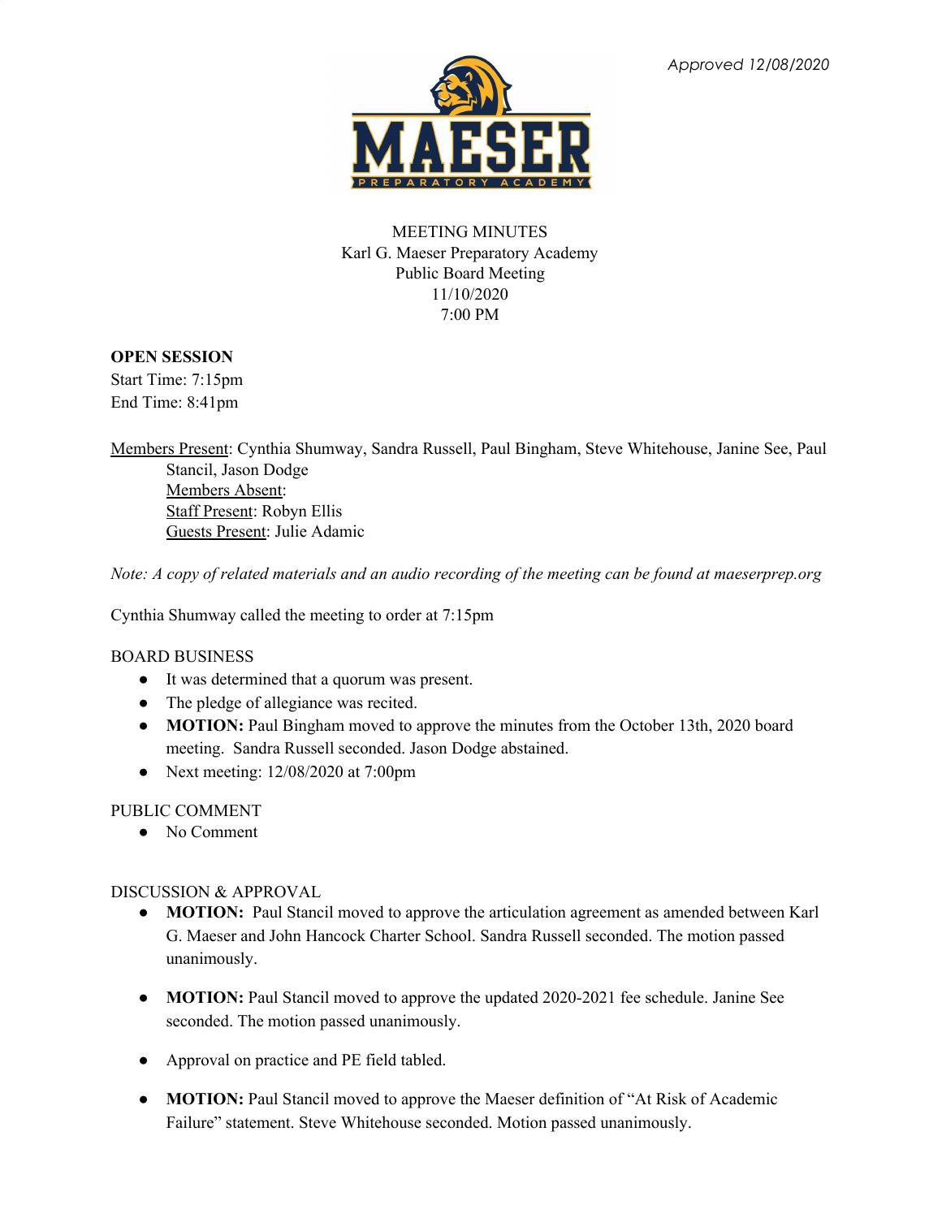*Approved 12/08/2020*

MEETING MINUTES
Karl G. Maeser Preparatory Academy
Public Board Meeting
11/10/2020
7:00 PM

**OPEN SESSION**
Start Time: 7:15pm
End Time: 8:41pm

Members Present: Cynthia Shumway, Sandra Russell, Paul Bingham, Steve Whitehouse, Janine See, Paul Stancil, Jason Dodge
Members Absent:
Staff Present: Robyn Ellis
Guests Present: Julie Adamic

*Note: A copy of related materials and an audio recording of the meeting can be found at maeserprep.org*

Cynthia Shumway called the meeting to order at 7:15pm

BOARD BUSINESS

- It was determined that a quorum was present.
- The pledge of allegiance was recited.
- **MOTION:** Paul Bingham moved to approve the minutes from the October 13th, 2020 board meeting. Sandra Russell seconded. Jason Dodge abstained.
- Next meeting: 12/08/2020 at 7:00pm

PUBLIC COMMENT

- No Comment

DISCUSSION & APPROVAL

- **MOTION:** Paul Stancil moved to approve the articulation agreement as amended between Karl G. Maeser and John Hancock Charter School. Sandra Russell seconded. The motion passed unanimously.
- **MOTION:** Paul Stancil moved to approve the updated 2020-2021 fee schedule. Janine See seconded. The motion passed unanimously.
- Approval on practice and PE field tabled.
- **MOTION:** Paul Stancil moved to approve the Maeser definition of "At Risk of Academic Failure" statement. Steve Whitehouse seconded. Motion passed unanimously.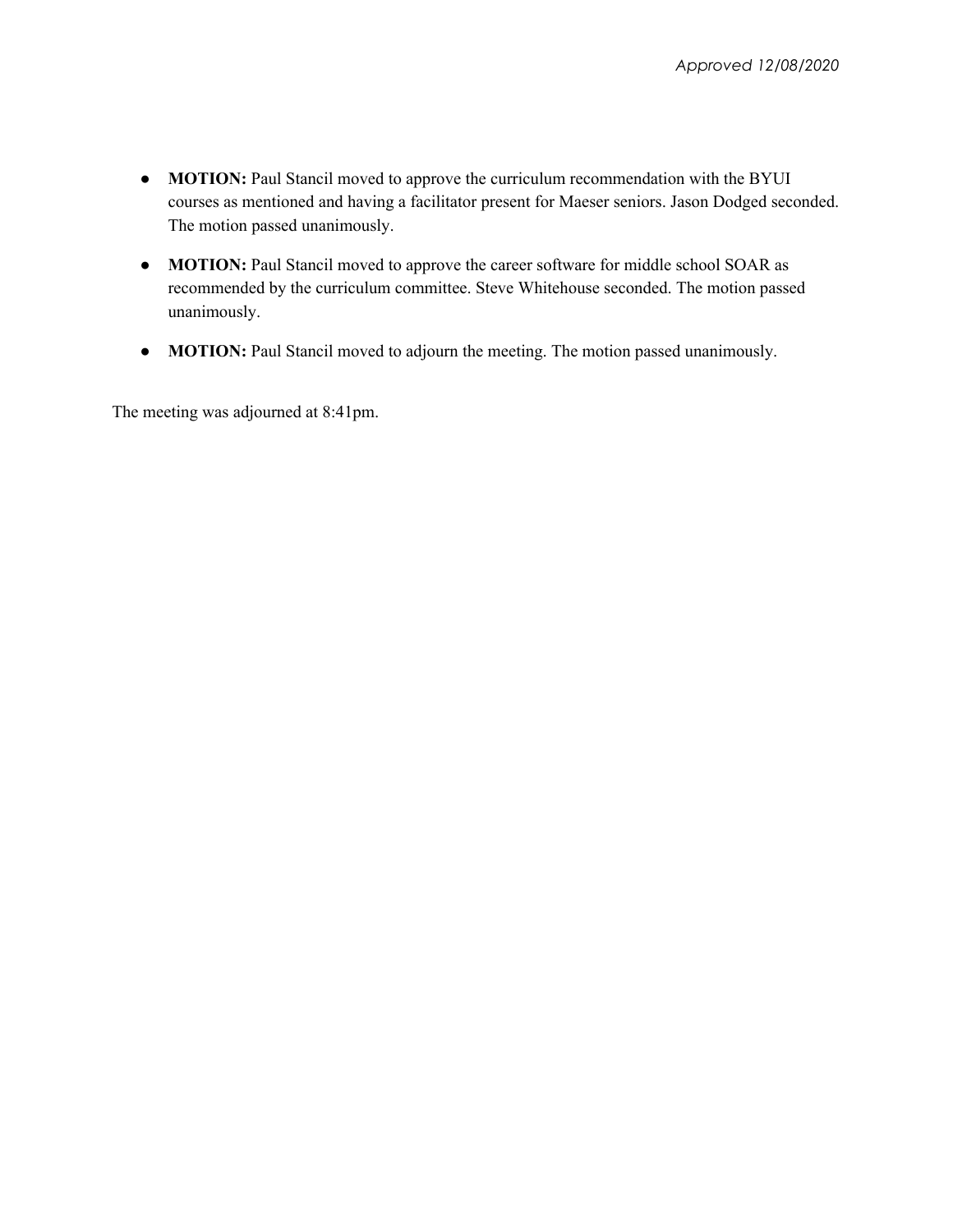*Approved 12/08/2020*

- **MOTION:** Paul Stancil moved to approve the curriculum recommendation with the BYUI courses as mentioned and having a facilitator present for Maeser seniors. Jason Dodged seconded. The motion passed unanimously.
- **MOTION:** Paul Stancil moved to approve the career software for middle school SOAR as recommended by the curriculum committee. Steve Whitehouse seconded. The motion passed unanimously.
- **MOTION:** Paul Stancil moved to adjourn the meeting. The motion passed unanimously.

The meeting was adjourned at 8:41pm.